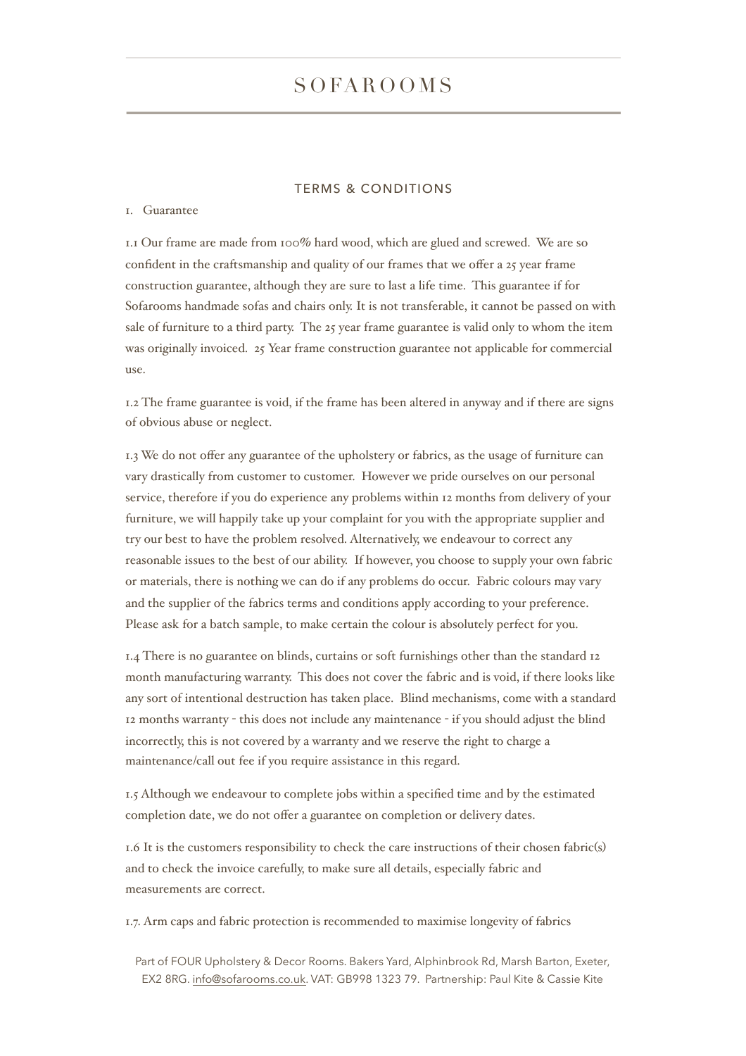# SOFAROOMS

## TERMS & CONDITIONS

1. Guarantee

1.1 Our frame are made from 100% hard wood, which are glued and screwed. We are so confident in the craftsmanship and quality of our frames that we offer a 25 year frame construction guarantee, although they are sure to last a life time. This guarantee if for Sofarooms handmade sofas and chairs only. It is not transferable, it cannot be passed on with sale of furniture to a third party. The 25 year frame guarantee is valid only to whom the item was originally invoiced. 25 Year frame construction guarantee not applicable for commercial use.

1.2 The frame guarantee is void, if the frame has been altered in anyway and if there are signs of obvious abuse or neglect.

1.3 We do not offer any guarantee of the upholstery or fabrics, as the usage of furniture can vary drastically from customer to customer. However we pride ourselves on our personal service, therefore if you do experience any problems within 12 months from delivery of your furniture, we will happily take up your complaint for you with the appropriate supplier and try our best to have the problem resolved. Alternatively, we endeavour to correct any reasonable issues to the best of our ability. If however, you choose to supply your own fabric or materials, there is nothing we can do if any problems do occur. Fabric colours may vary and the supplier of the fabrics terms and conditions apply according to your preference. Please ask for a batch sample, to make certain the colour is absolutely perfect for you.

1.4 There is no guarantee on blinds, curtains or soft furnishings other than the standard 12 month manufacturing warranty. This does not cover the fabric and is void, if there looks like any sort of intentional destruction has taken place. Blind mechanisms, come with a standard 12 months warranty - this does not include any maintenance - if you should adjust the blind incorrectly, this is not covered by a warranty and we reserve the right to charge a maintenance/call out fee if you require assistance in this regard.

1.5 Although we endeavour to complete jobs within a specified time and by the estimated completion date, we do not offer a guarantee on completion or delivery dates.

1.6 It is the customers responsibility to check the care instructions of their chosen fabric(s) and to check the invoice carefully, to make sure all details, especially fabric and measurements are correct.

1.7. Arm caps and fabric protection is recommended to maximise longevity of fabrics

Part of FOUR Upholstery & Decor Rooms. Bakers Yard, Alphinbrook Rd, Marsh Barton, Exeter, EX2 8RG. info@sofarooms.co.uk. VAT: GB998 1323 79. Partnership: Paul Kite & Cassie Kite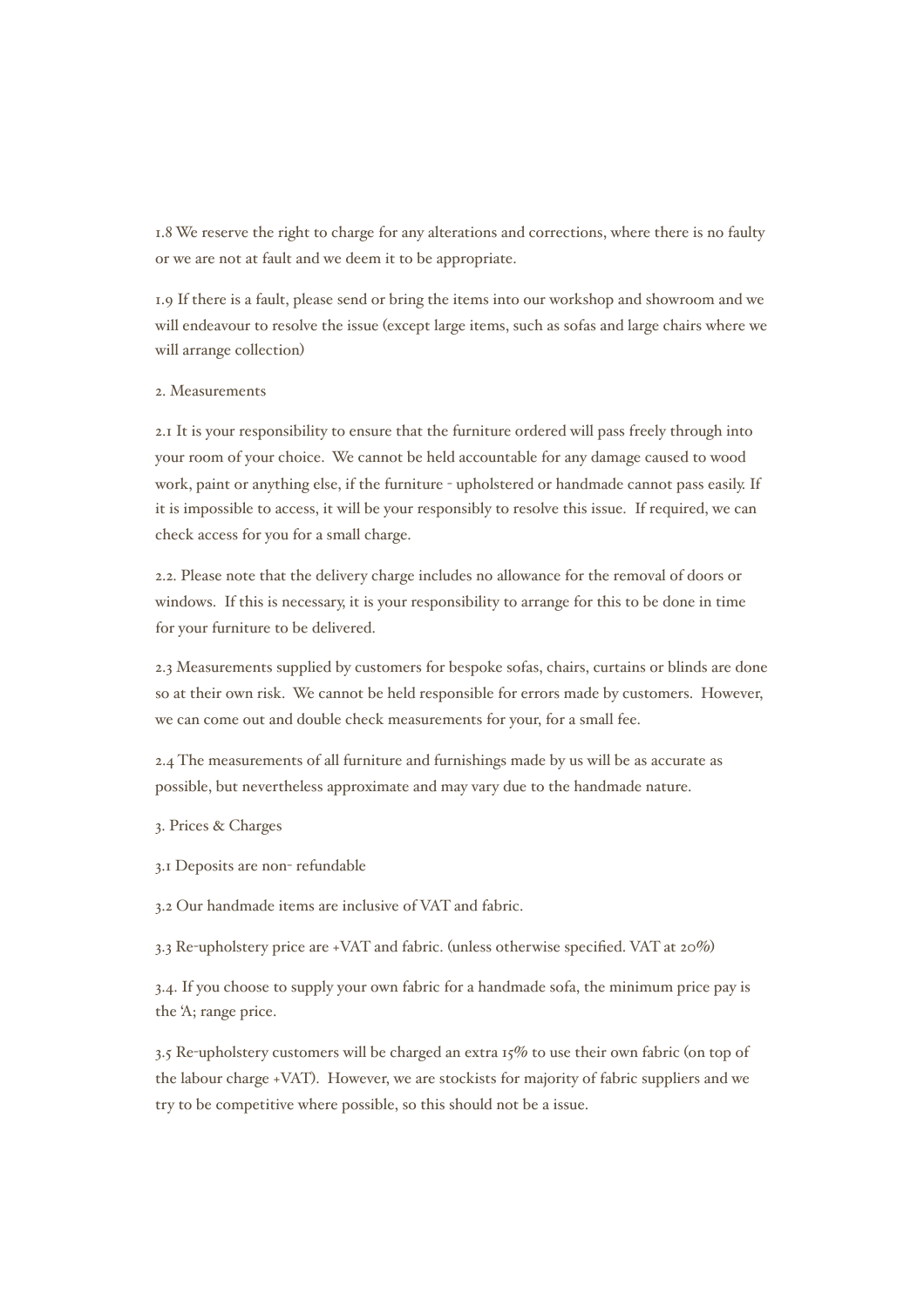1.8 We reserve the right to charge for any alterations and corrections, where there is no faulty or we are not at fault and we deem it to be appropriate.

1.9 If there is a fault, please send or bring the items into our workshop and showroom and we will endeavour to resolve the issue (except large items, such as sofas and large chairs where we will arrange collection)

2. Measurements

2.1 It is your responsibility to ensure that the furniture ordered will pass freely through into your room of your choice. We cannot be held accountable for any damage caused to wood work, paint or anything else, if the furniture - upholstered or handmade cannot pass easily. If it is impossible to access, it will be your responsibly to resolve this issue. If required, we can check access for you for a small charge.

2.2. Please note that the delivery charge includes no allowance for the removal of doors or windows. If this is necessary, it is your responsibility to arrange for this to be done in time for your furniture to be delivered.

2.3 Measurements supplied by customers for bespoke sofas, chairs, curtains or blinds are done so at their own risk. We cannot be held responsible for errors made by customers. However, we can come out and double check measurements for your, for a small fee.

2.4 The measurements of all furniture and furnishings made by us will be as accurate as possible, but nevertheless approximate and may vary due to the handmade nature.

3. Prices & Charges

3.1 Deposits are non- refundable

3.2 Our handmade items are inclusive of VAT and fabric.

3.3 Re-upholstery price are +VAT and fabric. (unless otherwise specified. VAT at 20%)

3.4. If you choose to supply your own fabric for a handmade sofa, the minimum price pay is the 'A; range price.

3.5 Re-upholstery customers will be charged an extra 15% to use their own fabric (on top of the labour charge +VAT). However, we are stockists for majority of fabric suppliers and we try to be competitive where possible, so this should not be a issue.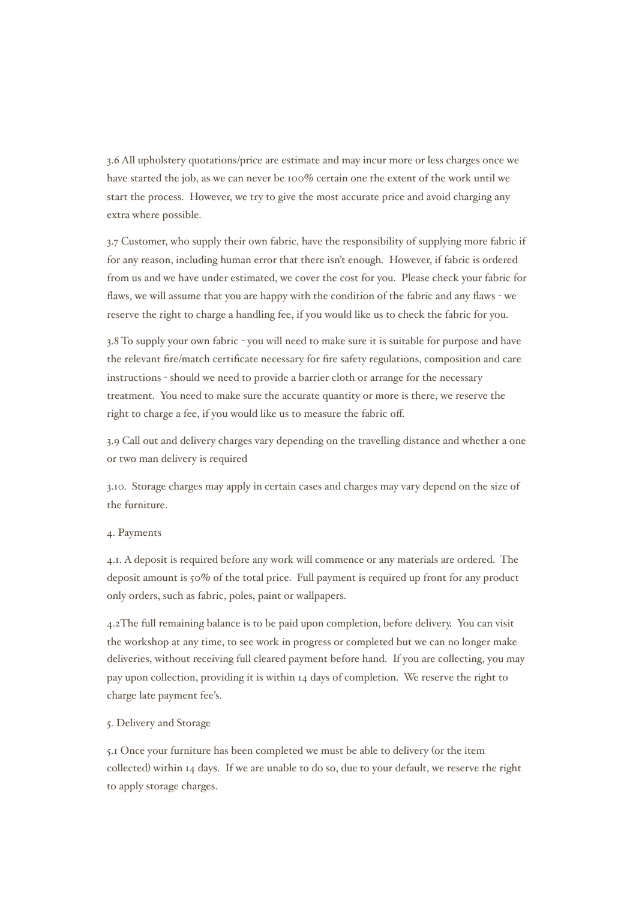3.6 All upholstery quotations/price are estimate and may incur more or less charges once we have started the job, as we can never be 100% certain one the extent of the work until we start the process. However, we try to give the most accurate price and avoid charging any extra where possible.

3.7 Customer, who supply their own fabric, have the responsibility of supplying more fabric if for any reason, including human error that there isn't enough. However, if fabric is ordered from us and we have under estimated, we cover the cost for you. Please check your fabric for flaws, we will assume that you are happy with the condition of the fabric and any flaws - we reserve the right to charge a handling fee, if you would like us to check the fabric for you.

3.8 To supply your own fabric - you will need to make sure it is suitable for purpose and have the relevant fire/match certificate necessary for fire safety regulations, composition and care instructions - should we need to provide a barrier cloth or arrange for the necessary treatment. You need to make sure the accurate quantity or more is there, we reserve the right to charge a fee, if you would like us to measure the fabric off.

3.9 Call out and delivery charges vary depending on the travelling distance and whether a one or two man delivery is required

3.10. Storage charges may apply in certain cases and charges may vary depend on the size of the furniture.

4. Payments

4.1. A deposit is required before any work will commence or any materials are ordered. The deposit amount is 50% of the total price. Full payment is required up front for any product only orders, such as fabric, poles, paint or wallpapers.

4.2The full remaining balance is to be paid upon completion, before delivery. You can visit the workshop at any time, to see work in progress or completed but we can no longer make deliveries, without receiving full cleared payment before hand. If you are collecting, you may pay upon collection, providing it is within 14 days of completion. We reserve the right to charge late payment fee's.

5. Delivery and Storage

5.1 Once your furniture has been completed we must be able to delivery (or the item collected) within 14 days. If we are unable to do so, due to your default, we reserve the right to apply storage charges.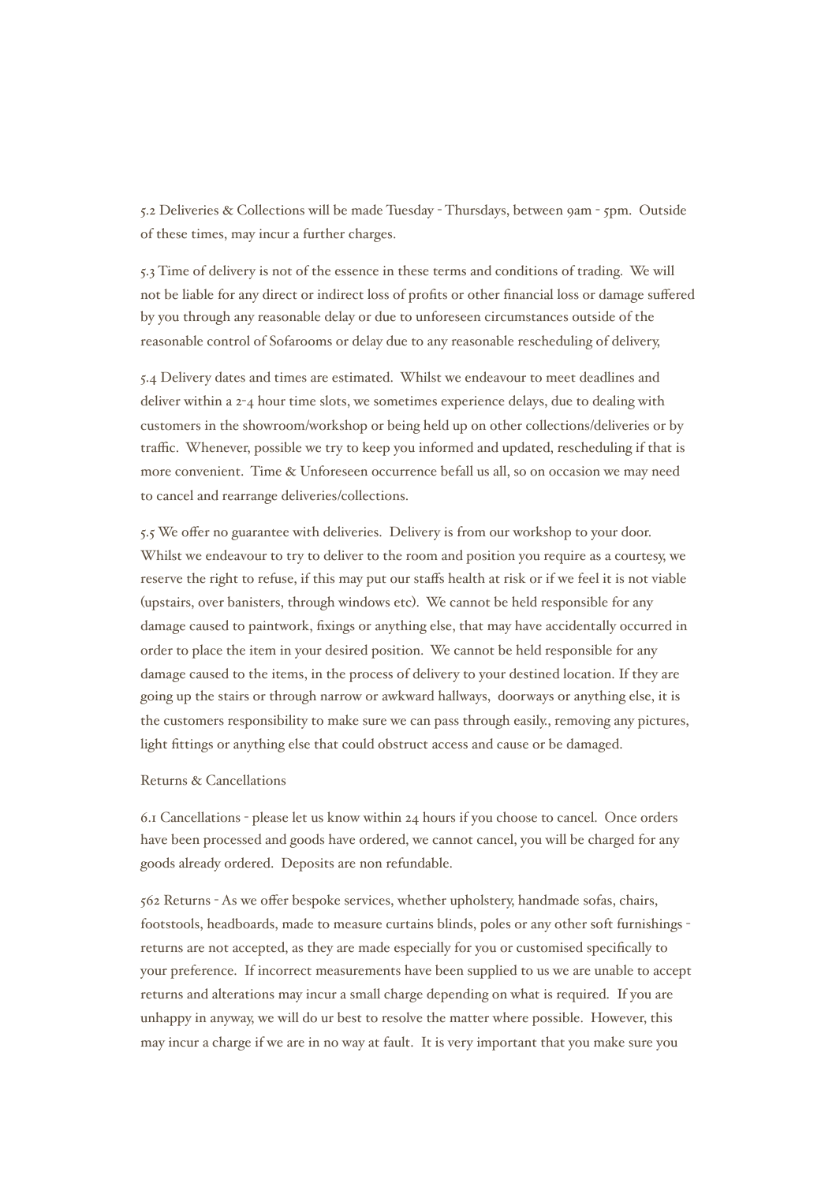5.2 Deliveries & Collections will be made Tuesday - Thursdays, between 9am - 5pm. Outside of these times, may incur a further charges.

5.3 Time of delivery is not of the essence in these terms and conditions of trading. We will not be liable for any direct or indirect loss of profits or other financial loss or damage suffered by you through any reasonable delay or due to unforeseen circumstances outside of the reasonable control of Sofarooms or delay due to any reasonable rescheduling of delivery,

5.4 Delivery dates and times are estimated. Whilst we endeavour to meet deadlines and deliver within a 2-4 hour time slots, we sometimes experience delays, due to dealing with customers in the showroom/workshop or being held up on other collections/deliveries or by traffic. Whenever, possible we try to keep you informed and updated, rescheduling if that is more convenient. Time & Unforeseen occurrence befall us all, so on occasion we may need to cancel and rearrange deliveries/collections.

5.5 We offer no guarantee with deliveries. Delivery is from our workshop to your door. Whilst we endeavour to try to deliver to the room and position you require as a courtesy, we reserve the right to refuse, if this may put our staffs health at risk or if we feel it is not viable (upstairs, over banisters, through windows etc). We cannot be held responsible for any damage caused to paintwork, fixings or anything else, that may have accidentally occurred in order to place the item in your desired position. We cannot be held responsible for any damage caused to the items, in the process of delivery to your destined location. If they are going up the stairs or through narrow or awkward hallways, doorways or anything else, it is the customers responsibility to make sure we can pass through easily., removing any pictures, light fittings or anything else that could obstruct access and cause or be damaged.

Returns & Cancellations

6.1 Cancellations - please let us know within 24 hours if you choose to cancel. Once orders have been processed and goods have ordered, we cannot cancel, you will be charged for any goods already ordered. Deposits are non refundable.

562 Returns - As we offer bespoke services, whether upholstery, handmade sofas, chairs, footstools, headboards, made to measure curtains blinds, poles or any other soft furnishings - returns are not accepted, as they are made especially for you or customised specifically to your preference. If incorrect measurements have been supplied to us we are unable to accept returns and alterations may incur a small charge depending on what is required. If you are unhappy in anyway, we will do ur best to resolve the matter where possible. However, this may incur a charge if we are in no way at fault. It is very important that you make sure you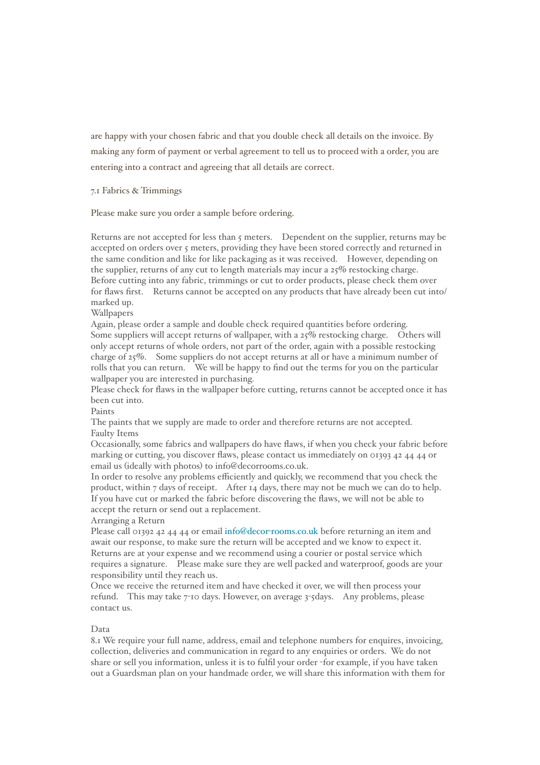are happy with your chosen fabric and that you double check all details on the invoice. By making any form of payment or verbal agreement to tell us to proceed with a order, you are entering into a contract and agreeing that all details are correct.

7.1 Fabrics & Trimmings

Please make sure you order a sample before ordering.

Returns are not accepted for less than 5 meters. Dependent on the supplier, returns may be accepted on orders over 5 meters, providing they have been stored correctly and returned in the same condition and like for like packaging as it was received. However, depending on the supplier, returns of any cut to length materials may incur a 25% restocking charge. Before cutting into any fabric, trimmings or cut to order products, please check them over for flaws first. Returns cannot be accepted on any products that have already been cut into/ marked up.

Wallpapers

Again, please order a sample and double check required quantities before ordering. Some suppliers will accept returns of wallpaper, with a 25% restocking charge. Others will only accept returns of whole orders, not part of the order, again with a possible restocking charge of 25%. Some suppliers do not accept returns at all or have a minimum number of rolls that you can return. We will be happy to find out the terms for you on the particular wallpaper you are interested in purchasing.

Please check for flaws in the wallpaper before cutting, returns cannot be accepted once it has been cut into.

Paints

The paints that we supply are made to order and therefore returns are not accepted.

Faulty Items

Occasionally, some fabrics and wallpapers do have flaws, if when you check your fabric before marking or cutting, you discover flaws, please contact us immediately on 01393 42 44 44 or email us (ideally with photos) to info@decorrooms.co.uk.

In order to resolve any problems efficiently and quickly, we recommend that you check the product, within 7 days of receipt. After 14 days, there may not be much we can do to help. If you have cut or marked the fabric before discovering the flaws, we will not be able to accept the return or send out a replacement.

Arranging a Return

Please call 01392 42 44 44 or email info@decor-rooms.co.uk before returning an item and await our response, to make sure the return will be accepted and we know to expect it. Returns are at your expense and we recommend using a courier or postal service which requires a signature. Please make sure they are well packed and waterproof, goods are your responsibility until they reach us.

Once we receive the returned item and have checked it over, we will then process your refund. This may take 7-10 days. However, on average 3-5days. Any problems, please contact us.

Data

8.1 We require your full name, address, email and telephone numbers for enquires, invoicing, collection, deliveries and communication in regard to any enquiries or orders. We do not share or sell you information, unless it is to fulfil your order -for example, if you have taken out a Guardsman plan on your handmade order, we will share this information with them for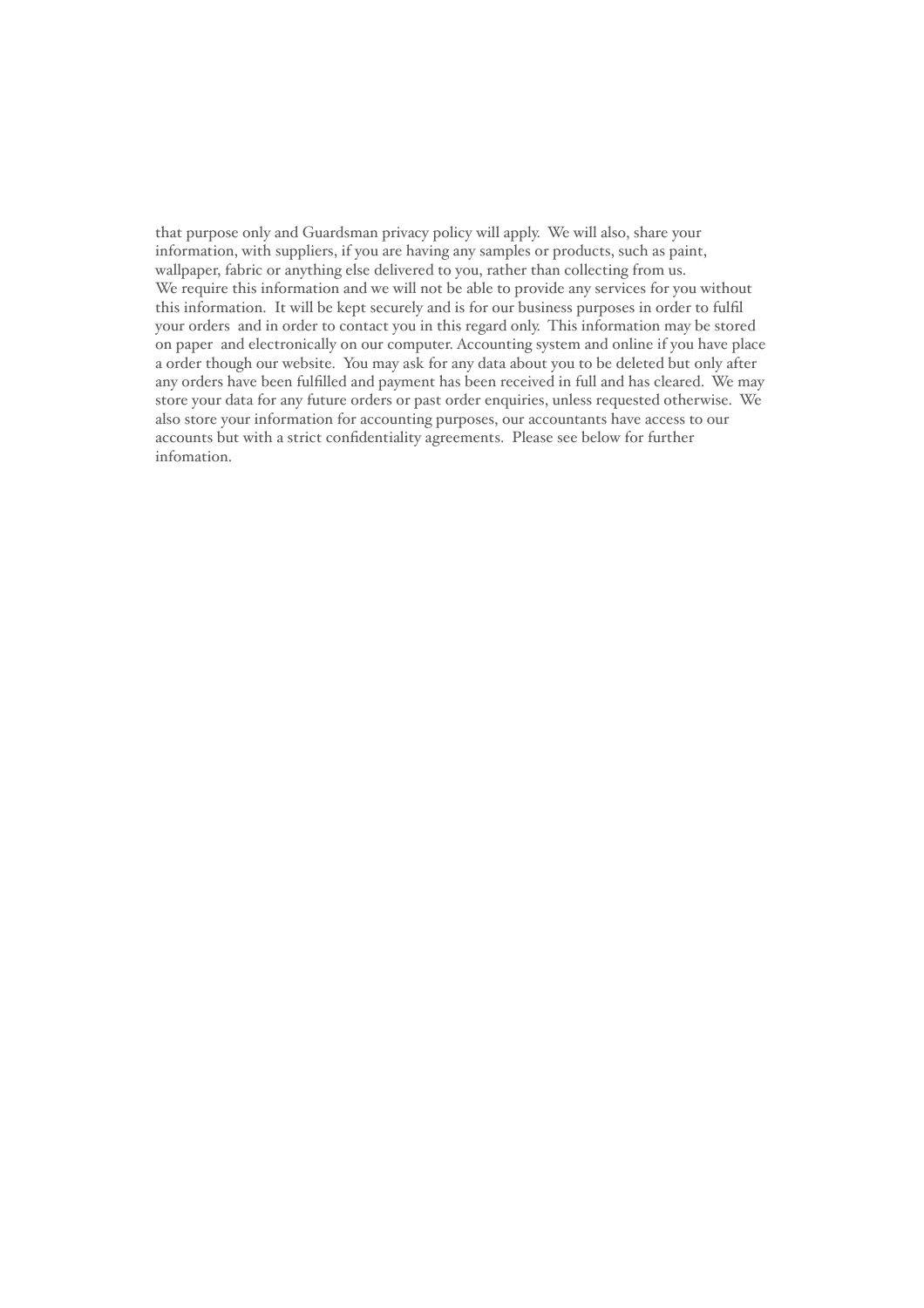that purpose only and Guardsman privacy policy will apply. We will also, share your information, with suppliers, if you are having any samples or products, such as paint, wallpaper, fabric or anything else delivered to you, rather than collecting from us.
We require this information and we will not be able to provide any services for you without this information. It will be kept securely and is for our business purposes in order to fulfil your orders and in order to contact you in this regard only. This information may be stored on paper and electronically on our computer. Accounting system and online if you have place a order though our website. You may ask for any data about you to be deleted but only after any orders have been fulfilled and payment has been received in full and has cleared. We may store your data for any future orders or past order enquiries, unless requested otherwise. We also store your information for accounting purposes, our accountants have access to our accounts but with a strict confidentiality agreements. Please see below for further infomation.